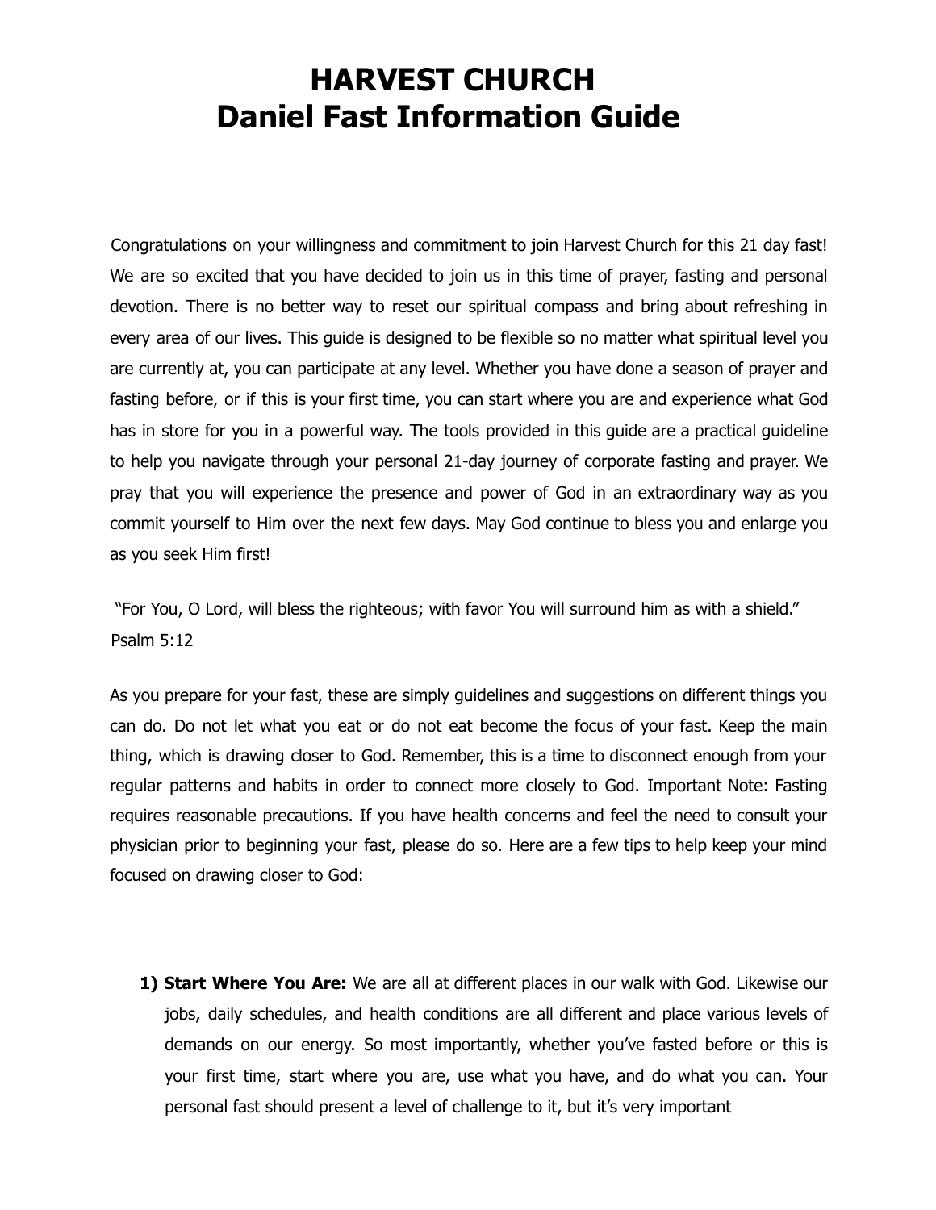# HARVEST CHURCH
# Daniel Fast Information Guide

Congratulations on your willingness and commitment to join Harvest Church for this 21 day fast! We are so excited that you have decided to join us in this time of prayer, fasting and personal devotion. There is no better way to reset our spiritual compass and bring about refreshing in every area of our lives. This guide is designed to be flexible so no matter what spiritual level you are currently at, you can participate at any level. Whether you have done a season of prayer and fasting before, or if this is your first time, you can start where you are and experience what God has in store for you in a powerful way. The tools provided in this guide are a practical guideline to help you navigate through your personal 21-day journey of corporate fasting and prayer. We pray that you will experience the presence and power of God in an extraordinary way as you commit yourself to Him over the next few days. May God continue to bless you and enlarge you as you seek Him first!

"For You, O Lord, will bless the righteous; with favor You will surround him as with a shield."
Psalm 5:12

As you prepare for your fast, these are simply guidelines and suggestions on different things you can do. Do not let what you eat or do not eat become the focus of your fast. Keep the main thing, which is drawing closer to God. Remember, this is a time to disconnect enough from your regular patterns and habits in order to connect more closely to God. Important Note: Fasting requires reasonable precautions. If you have health concerns and feel the need to consult your physician prior to beginning your fast, please do so. Here are a few tips to help keep your mind focused on drawing closer to God:

1) **Start Where You Are:** We are all at different places in our walk with God. Likewise our jobs, daily schedules, and health conditions are all different and place various levels of demands on our energy. So most importantly, whether you've fasted before or this is your first time, start where you are, use what you have, and do what you can. Your personal fast should present a level of challenge to it, but it's very important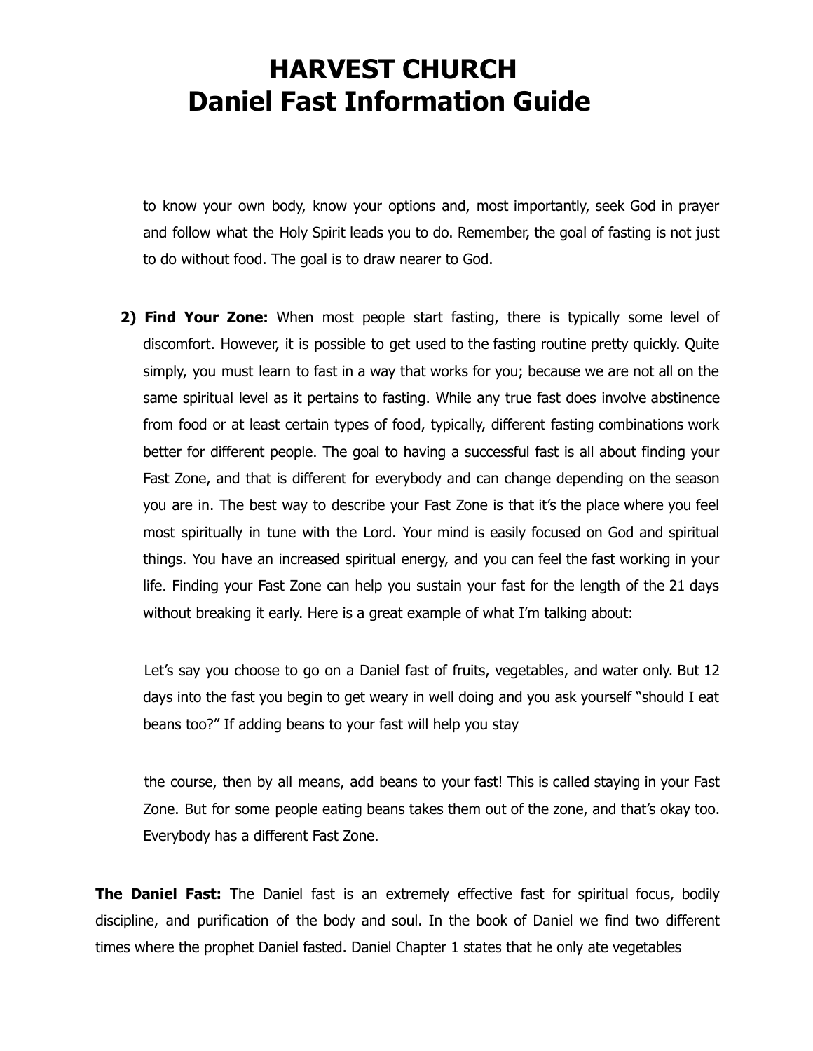to know your own body, know your options and, most importantly, seek God in prayer and follow what the Holy Spirit leads you to do. Remember, the goal of fasting is not just to do without food. The goal is to draw nearer to God.

2) **Find Your Zone:** When most people start fasting, there is typically some level of discomfort. However, it is possible to get used to the fasting routine pretty quickly. Quite simply, you must learn to fast in a way that works for you; because we are not all on the same spiritual level as it pertains to fasting. While any true fast does involve abstinence from food or at least certain types of food, typically, different fasting combinations work better for different people. The goal to having a successful fast is all about finding your Fast Zone, and that is different for everybody and can change depending on the season you are in. The best way to describe your Fast Zone is that it's the place where you feel most spiritually in tune with the Lord. Your mind is easily focused on God and spiritual things. You have an increased spiritual energy, and you can feel the fast working in your life. Finding your Fast Zone can help you sustain your fast for the length of the 21 days without breaking it early. Here is a great example of what I'm talking about:

   Let's say you choose to go on a Daniel fast of fruits, vegetables, and water only. But 12 days into the fast you begin to get weary in well doing and you ask yourself "should I eat beans too?" If adding beans to your fast will help you stay the course, then by all means, add beans to your fast! This is called staying in your Fast Zone. But for some people eating beans takes them out of the zone, and that's okay too. Everybody has a different Fast Zone.

**The Daniel Fast:** The Daniel fast is an extremely effective fast for spiritual focus, bodily discipline, and purification of the body and soul. In the book of Daniel we find two different times where the prophet Daniel fasted. Daniel Chapter 1 states that he only ate vegetables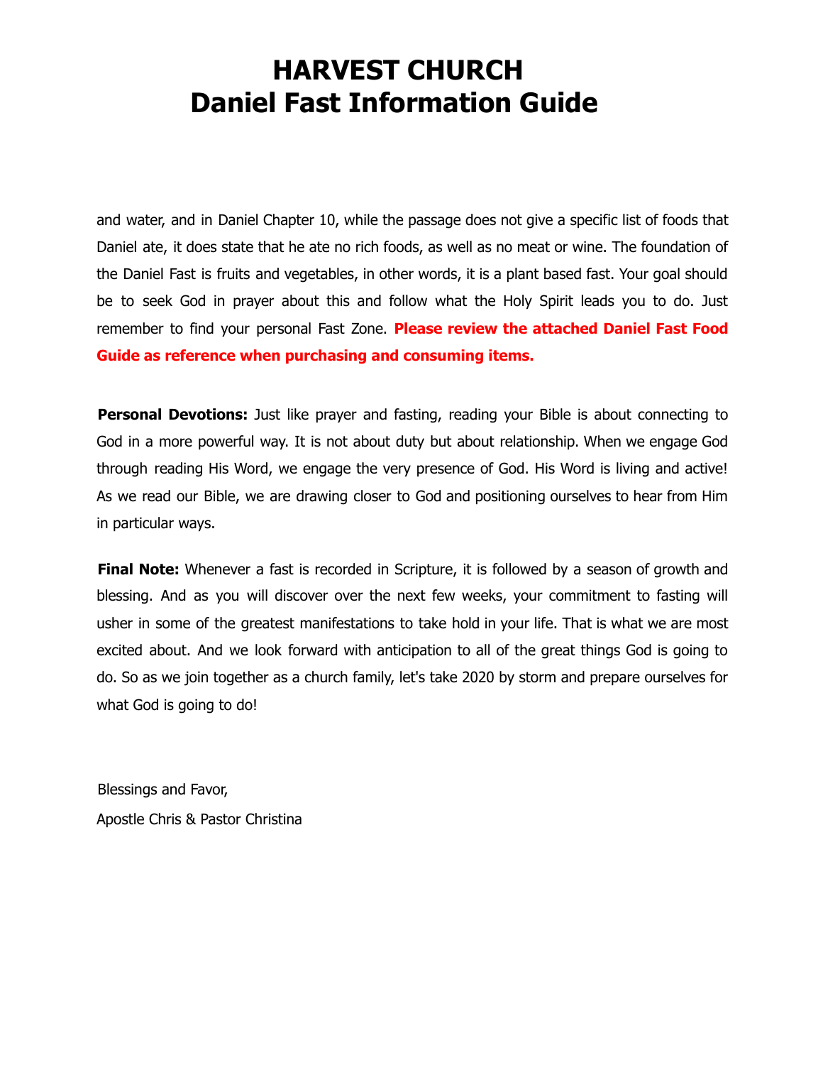# HARVEST CHURCH
# Daniel Fast Information Guide

and water, and in Daniel Chapter 10, while the passage does not give a specific list of foods that Daniel ate, it does state that he ate no rich foods, as well as no meat or wine. The foundation of the Daniel Fast is fruits and vegetables, in other words, it is a plant based fast. Your goal should be to seek God in prayer about this and follow what the Holy Spirit leads you to do. Just remember to find your personal Fast Zone. **Please review the attached Daniel Fast Food Guide as reference when purchasing and consuming items.**

**Personal Devotions:** Just like prayer and fasting, reading your Bible is about connecting to God in a more powerful way. It is not about duty but about relationship. When we engage God through reading His Word, we engage the very presence of God. His Word is living and active! As we read our Bible, we are drawing closer to God and positioning ourselves to hear from Him in particular ways.

**Final Note:** Whenever a fast is recorded in Scripture, it is followed by a season of growth and blessing. And as you will discover over the next few weeks, your commitment to fasting will usher in some of the greatest manifestations to take hold in your life. That is what we are most excited about. And we look forward with anticipation to all of the great things God is going to do. So as we join together as a church family, let's take 2020 by storm and prepare ourselves for what God is going to do!

Blessings and Favor,
Apostle Chris & Pastor Christina